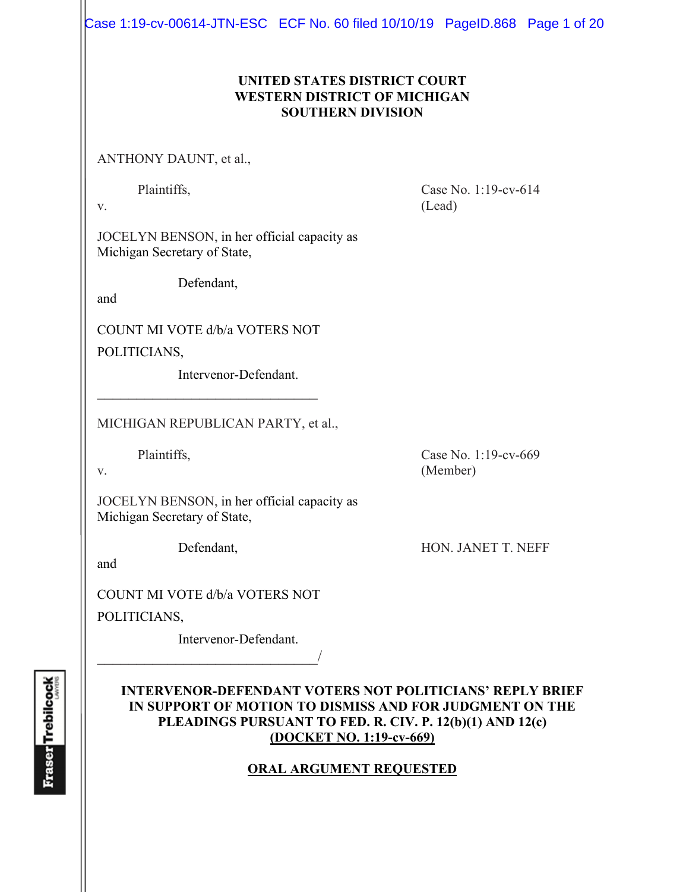**UNITED STATES DISTRICT COURT**
**WESTERN DISTRICT OF MICHIGAN**
**SOUTHERN DIVISION**

ANTHONY DAUNT, et al.,

Plaintiffs,

v.

Case No. 1:19-cv-614
(Lead)

JOCELYN BENSON, in her official capacity as Michigan Secretary of State,

Defendant,

and

COUNT MI VOTE d/b/a VOTERS NOT POLITICIANS,

Intervenor-Defendant.

___________________________________

MICHIGAN REPUBLICAN PARTY, et al.,

Plaintiffs,

v.

Case No. 1:19-cv-669
(Member)

JOCELYN BENSON, in her official capacity as Michigan Secretary of State,

Defendant,

HON. JANET T. NEFF

and

COUNT MI VOTE d/b/a VOTERS NOT POLITICIANS,

Intervenor-Defendant.

___________________________________/

**INTERVENOR-DEFENDANT VOTERS NOT POLITICIANS' REPLY BRIEF IN SUPPORT OF MOTION TO DISMISS AND FOR JUDGMENT ON THE PLEADINGS PURSUANT TO FED. R. CIV. P. 12(b)(1) AND 12(c) (DOCKET NO. 1:19-cv-669)**

**ORAL ARGUMENT REQUESTED**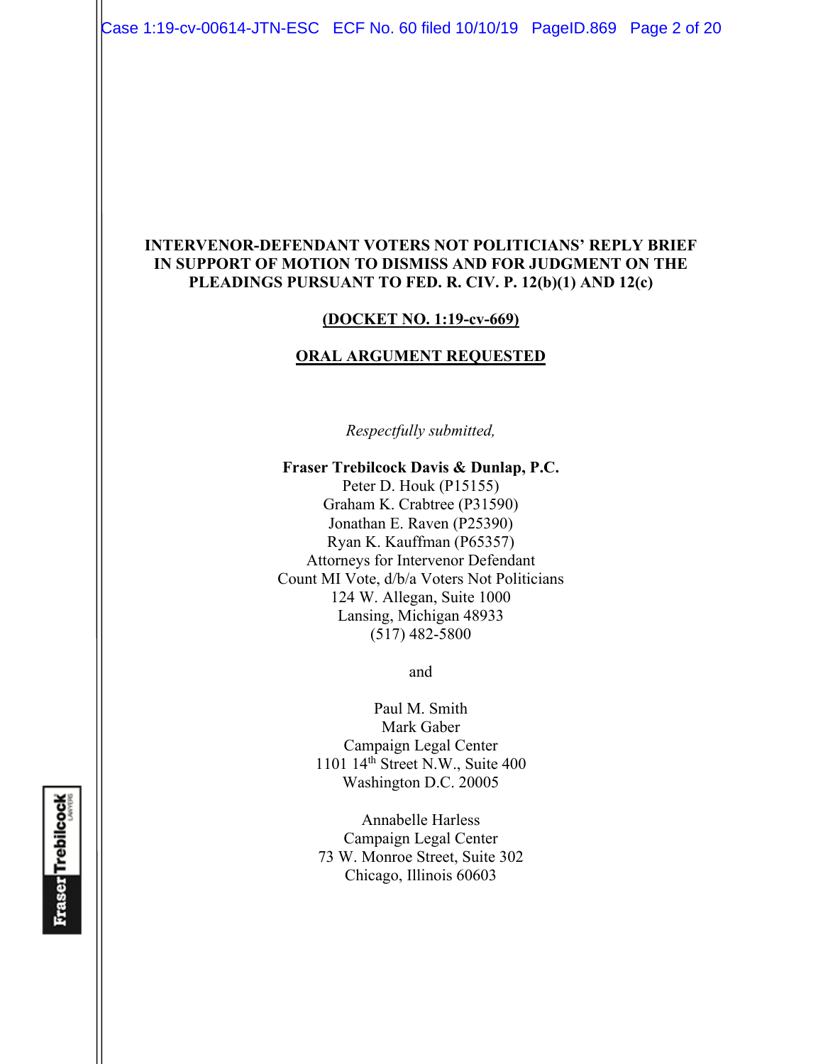**INTERVENOR-DEFENDANT VOTERS NOT POLITICIANS' REPLY BRIEF IN SUPPORT OF MOTION TO DISMISS AND FOR JUDGMENT ON THE PLEADINGS PURSUANT TO FED. R. CIV. P. 12(b)(1) AND 12(c)**

**(DOCKET NO. 1:19-cv-669)**

**ORAL ARGUMENT REQUESTED**

*Respectfully submitted,*

**Fraser Trebilcock Davis & Dunlap, P.C.**
Peter D. Houk (P15155)
Graham K. Crabtree (P31590)
Jonathan E. Raven (P25390)
Ryan K. Kauffman (P65357)
Attorneys for Intervenor Defendant
Count MI Vote, d/b/a Voters Not Politicians
124 W. Allegan, Suite 1000
Lansing, Michigan 48933
(517) 482-5800

and

Paul M. Smith
Mark Gaber
Campaign Legal Center
1101 14th Street N.W., Suite 400
Washington D.C. 20005

Annabelle Harless
Campaign Legal Center
73 W. Monroe Street, Suite 302
Chicago, Illinois 60603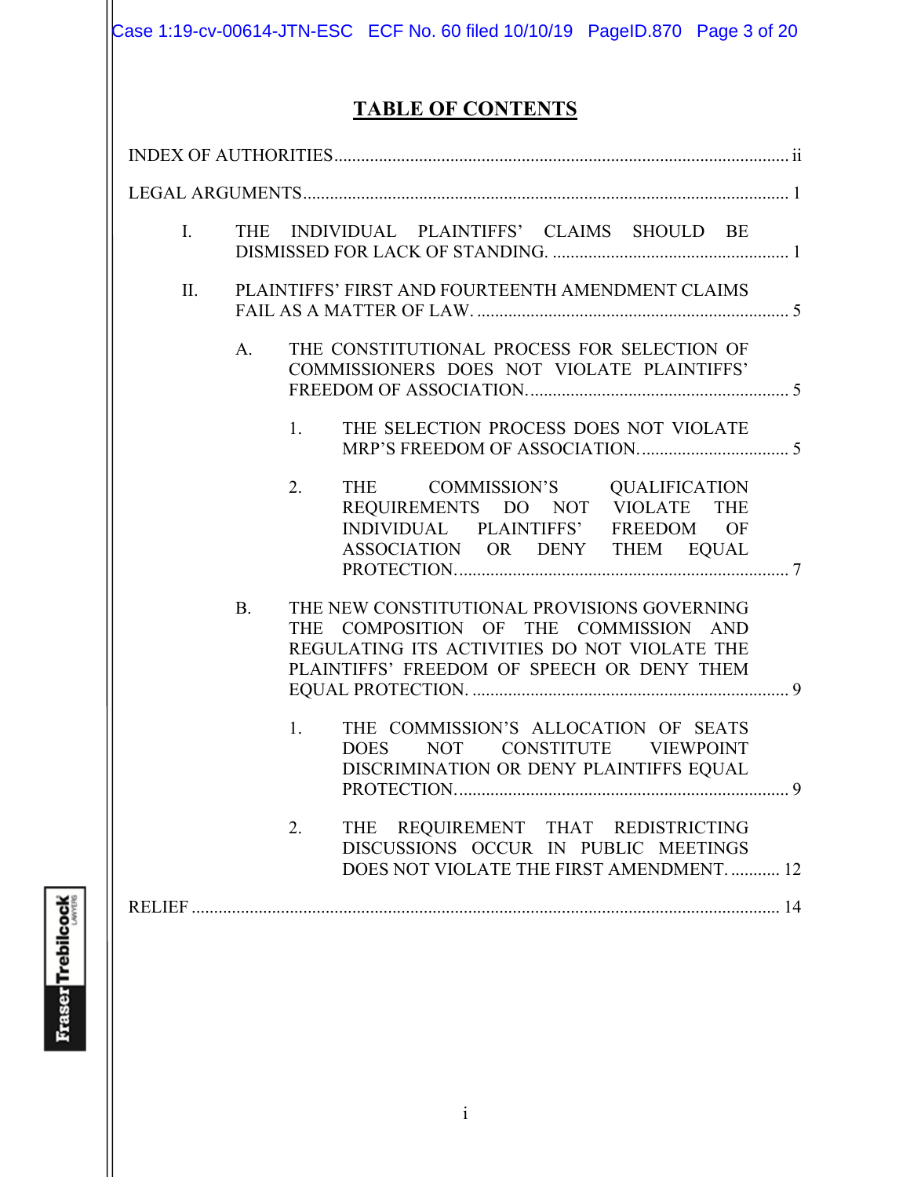# TABLE OF CONTENTS

INDEX OF AUTHORITIES .......... ii

LEGAL ARGUMENTS .......... 1

- I. THE INDIVIDUAL PLAINTIFFS' CLAIMS SHOULD BE DISMISSED FOR LACK OF STANDING. .......... 1
- II. PLAINTIFFS' FIRST AND FOURTEENTH AMENDMENT CLAIMS FAIL AS A MATTER OF LAW. .......... 5
  - A. THE CONSTITUTIONAL PROCESS FOR SELECTION OF COMMISSIONERS DOES NOT VIOLATE PLAINTIFFS' FREEDOM OF ASSOCIATION. .......... 5
    - 1. THE SELECTION PROCESS DOES NOT VIOLATE MRP'S FREEDOM OF ASSOCIATION. .......... 5
    - 2. THE COMMISSION'S QUALIFICATION REQUIREMENTS DO NOT VIOLATE THE INDIVIDUAL PLAINTIFFS' FREEDOM OF ASSOCIATION OR DENY THEM EQUAL PROTECTION. .......... 7
  - B. THE NEW CONSTITUTIONAL PROVISIONS GOVERNING THE COMPOSITION OF THE COMMISSION AND REGULATING ITS ACTIVITIES DO NOT VIOLATE THE PLAINTIFFS' FREEDOM OF SPEECH OR DENY THEM EQUAL PROTECTION. .......... 9
    - 1. THE COMMISSION'S ALLOCATION OF SEATS DOES NOT CONSTITUTE VIEWPOINT DISCRIMINATION OR DENY PLAINTIFFS EQUAL PROTECTION. .......... 9
    - 2. THE REQUIREMENT THAT REDISTRICTING DISCUSSIONS OCCUR IN PUBLIC MEETINGS DOES NOT VIOLATE THE FIRST AMENDMENT. .......... 12

RELIEF .......... 14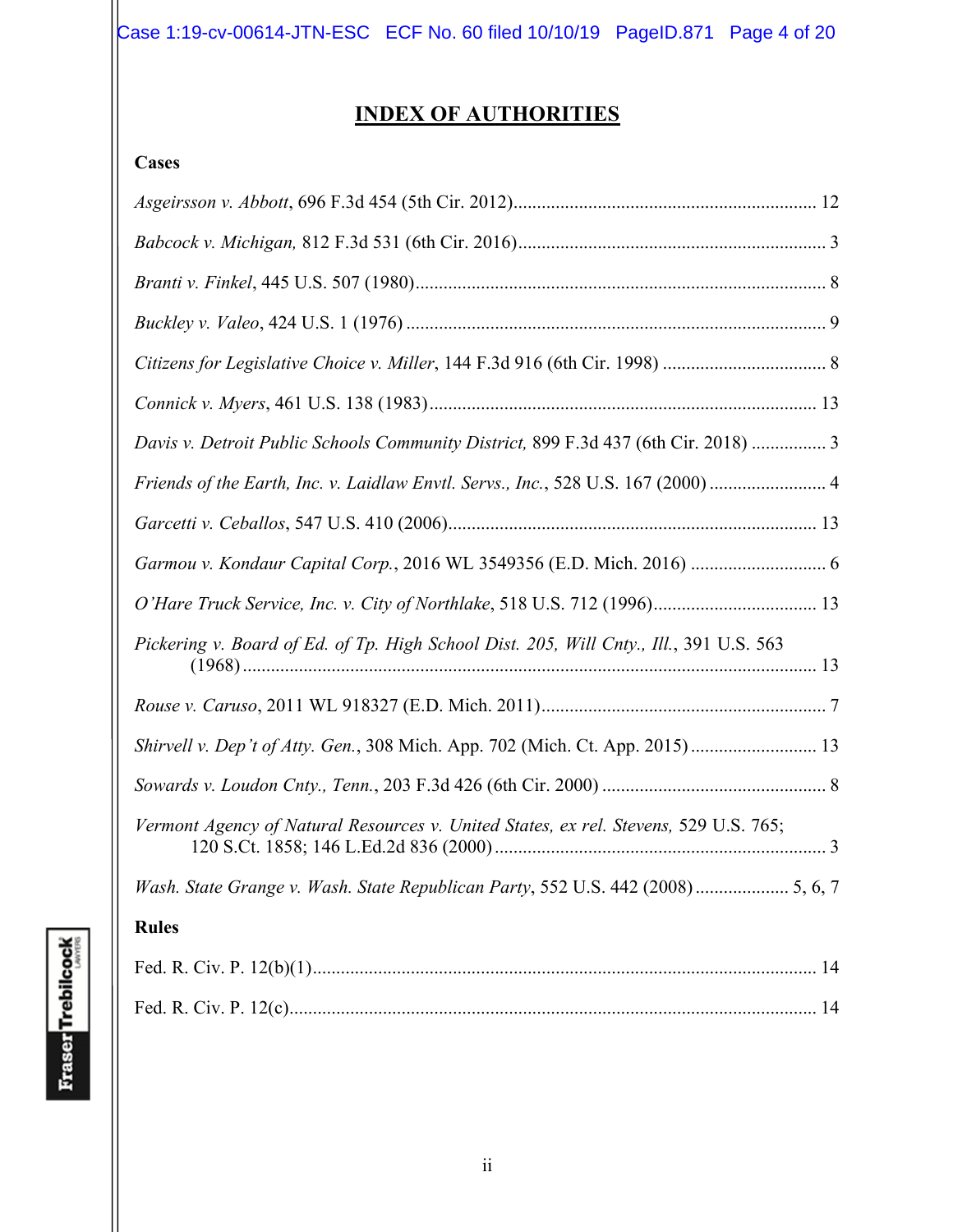# INDEX OF AUTHORITIES

**Cases**

*Asgeirsson v. Abbott*, 696 F.3d 454 (5th Cir. 2012)................................................................. 12

*Babcock v. Michigan,* 812 F.3d 531 (6th Cir. 2016).................................................................. 3

*Branti v. Finkel*, 445 U.S. 507 (1980)......................................................................................... 8

*Buckley v. Valeo*, 424 U.S. 1 (1976) .......................................................................................... 9

*Citizens for Legislative Choice v. Miller*, 144 F.3d 916 (6th Cir. 1998) ................................... 8

*Connick v. Myers*, 461 U.S. 138 (1983)................................................................................... 13

*Davis v. Detroit Public Schools Community District,* 899 F.3d 437 (6th Cir. 2018) ................ 3

*Friends of the Earth, Inc. v. Laidlaw Envtl. Servs., Inc.*, 528 U.S. 167 (2000) ......................... 4

*Garcetti v. Ceballos*, 547 U.S. 410 (2006)............................................................................... 13

*Garmou v. Kondaur Capital Corp.*, 2016 WL 3549356 (E.D. Mich. 2016) ............................. 6

*O'Hare Truck Service, Inc. v. City of Northlake*, 518 U.S. 712 (1996)................................... 13

*Pickering v. Board of Ed. of Tp. High School Dist. 205, Will Cnty., Ill.*, 391 U.S. 563 (1968).......................................................................................................................... 13

*Rouse v. Caruso*, 2011 WL 918327 (E.D. Mich. 2011)............................................................. 7

*Shirvell v. Dep't of Atty. Gen.*, 308 Mich. App. 702 (Mich. Ct. App. 2015)........................... 13

*Sowards v. Loudon Cnty., Tenn.*, 203 F.3d 426 (6th Cir. 2000) ................................................ 8

*Vermont Agency of Natural Resources v. United States, ex rel. Stevens,* 529 U.S. 765; 120 S.Ct. 1858; 146 L.Ed.2d 836 (2000)....................................................................... 3

*Wash. State Grange v. Wash. State Republican Party*, 552 U.S. 442 (2008).................... 5, 6, 7

**Rules**

Fed. R. Civ. P. 12(b)(1)............................................................................................................ 14

Fed. R. Civ. P. 12(c)................................................................................................................. 14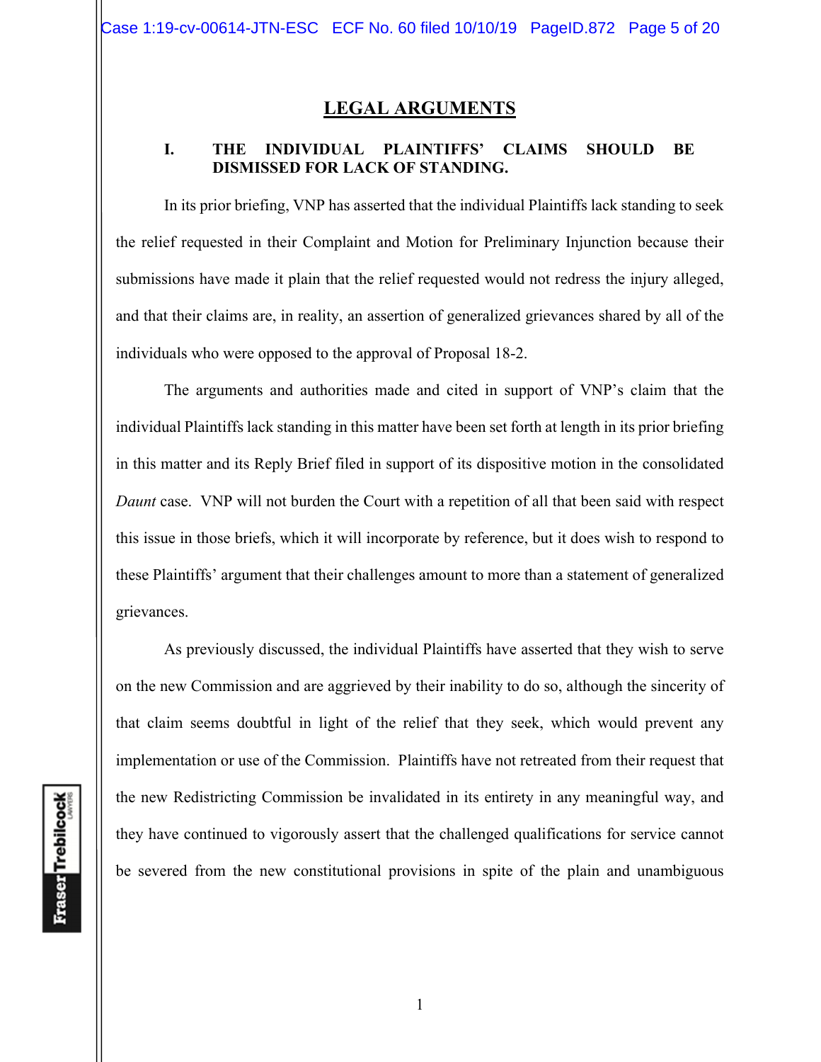## LEGAL ARGUMENTS

### I. THE INDIVIDUAL PLAINTIFFS' CLAIMS SHOULD BE DISMISSED FOR LACK OF STANDING.

In its prior briefing, VNP has asserted that the individual Plaintiffs lack standing to seek the relief requested in their Complaint and Motion for Preliminary Injunction because their submissions have made it plain that the relief requested would not redress the injury alleged, and that their claims are, in reality, an assertion of generalized grievances shared by all of the individuals who were opposed to the approval of Proposal 18-2.

The arguments and authorities made and cited in support of VNP's claim that the individual Plaintiffs lack standing in this matter have been set forth at length in its prior briefing in this matter and its Reply Brief filed in support of its dispositive motion in the consolidated *Daunt* case. VNP will not burden the Court with a repetition of all that been said with respect this issue in those briefs, which it will incorporate by reference, but it does wish to respond to these Plaintiffs' argument that their challenges amount to more than a statement of generalized grievances.

As previously discussed, the individual Plaintiffs have asserted that they wish to serve on the new Commission and are aggrieved by their inability to do so, although the sincerity of that claim seems doubtful in light of the relief that they seek, which would prevent any implementation or use of the Commission. Plaintiffs have not retreated from their request that the new Redistricting Commission be invalidated in its entirety in any meaningful way, and they have continued to vigorously assert that the challenged qualifications for service cannot be severed from the new constitutional provisions in spite of the plain and unambiguous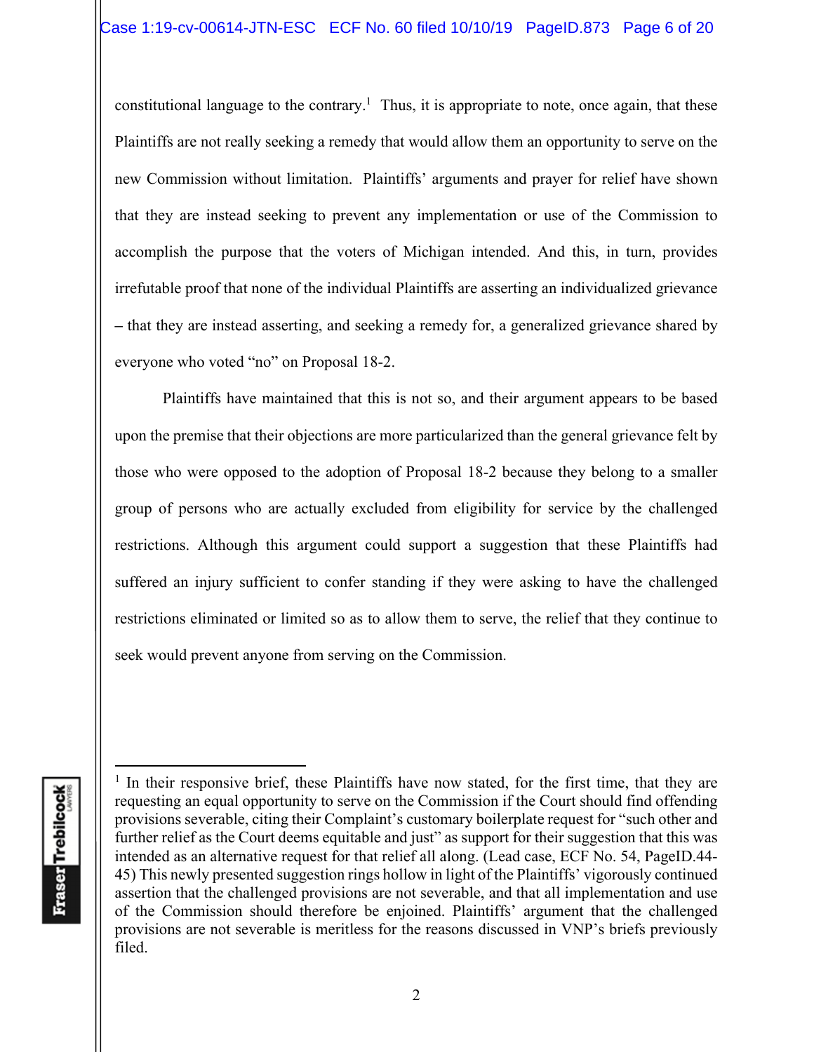constitutional language to the contrary.[1] Thus, it is appropriate to note, once again, that these Plaintiffs are not really seeking a remedy that would allow them an opportunity to serve on the new Commission without limitation. Plaintiffs' arguments and prayer for relief have shown that they are instead seeking to prevent any implementation or use of the Commission to accomplish the purpose that the voters of Michigan intended. And this, in turn, provides irrefutable proof that none of the individual Plaintiffs are asserting an individualized grievance – that they are instead asserting, and seeking a remedy for, a generalized grievance shared by everyone who voted "no" on Proposal 18-2.

Plaintiffs have maintained that this is not so, and their argument appears to be based upon the premise that their objections are more particularized than the general grievance felt by those who were opposed to the adoption of Proposal 18-2 because they belong to a smaller group of persons who are actually excluded from eligibility for service by the challenged restrictions. Although this argument could support a suggestion that these Plaintiffs had suffered an injury sufficient to confer standing if they were asking to have the challenged restrictions eliminated or limited so as to allow them to serve, the relief that they continue to seek would prevent anyone from serving on the Commission.

---

[1] In their responsive brief, these Plaintiffs have now stated, for the first time, that they are requesting an equal opportunity to serve on the Commission if the Court should find offending provisions severable, citing their Complaint's customary boilerplate request for "such other and further relief as the Court deems equitable and just" as support for their suggestion that this was intended as an alternative request for that relief all along. (Lead case, ECF No. 54, PageID.44-45) This newly presented suggestion rings hollow in light of the Plaintiffs' vigorously continued assertion that the challenged provisions are not severable, and that all implementation and use of the Commission should therefore be enjoined. Plaintiffs' argument that the challenged provisions are not severable is meritless for the reasons discussed in VNP's briefs previously filed.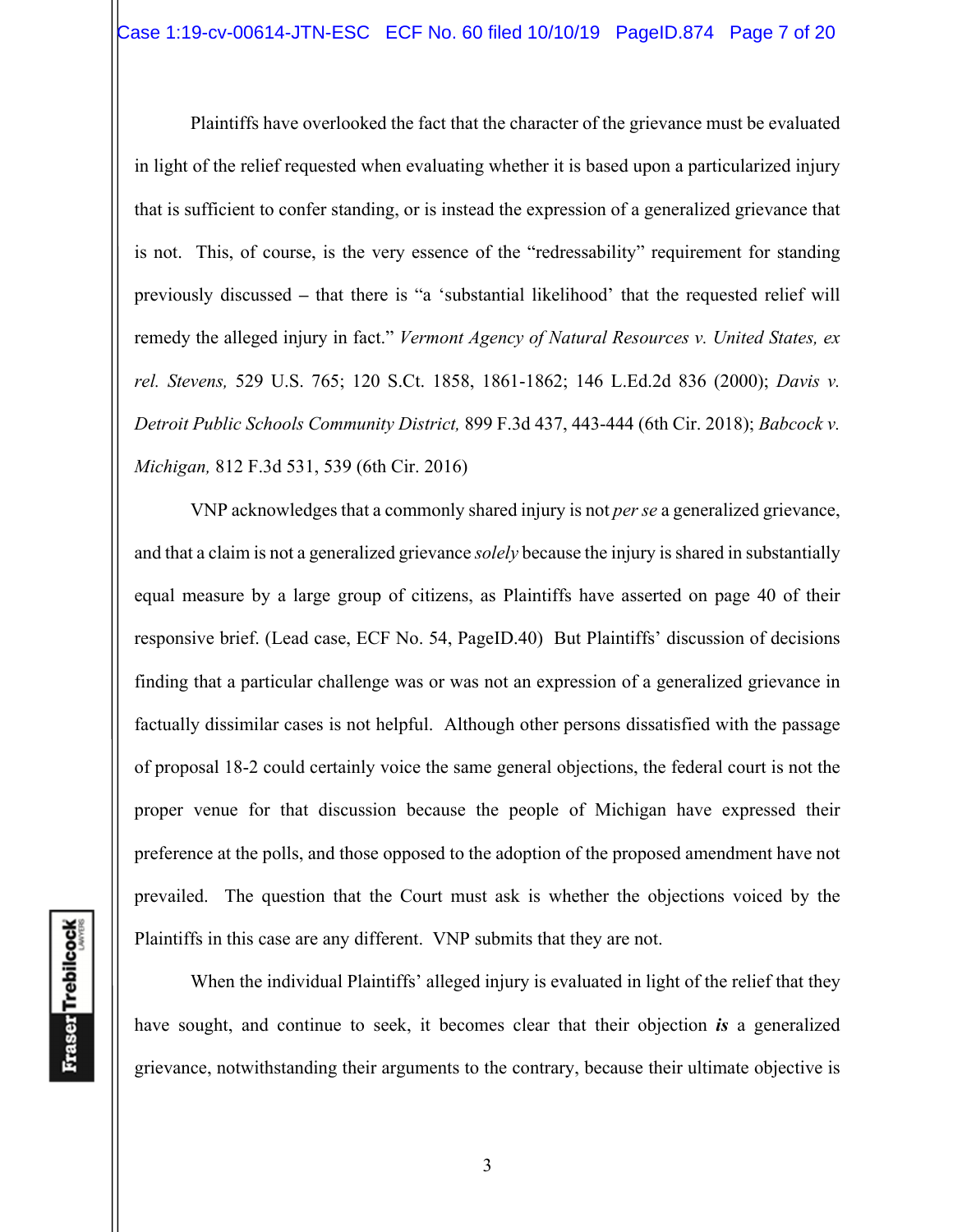Plaintiffs have overlooked the fact that the character of the grievance must be evaluated in light of the relief requested when evaluating whether it is based upon a particularized injury that is sufficient to confer standing, or is instead the expression of a generalized grievance that is not. This, of course, is the very essence of the "redressability" requirement for standing previously discussed – that there is "a 'substantial likelihood' that the requested relief will remedy the alleged injury in fact." *Vermont Agency of Natural Resources v. United States, ex rel. Stevens,* 529 U.S. 765; 120 S.Ct. 1858, 1861-1862; 146 L.Ed.2d 836 (2000); *Davis v. Detroit Public Schools Community District,* 899 F.3d 437, 443-444 (6th Cir. 2018); *Babcock v. Michigan,* 812 F.3d 531, 539 (6th Cir. 2016)

VNP acknowledges that a commonly shared injury is not *per se* a generalized grievance, and that a claim is not a generalized grievance *solely* because the injury is shared in substantially equal measure by a large group of citizens, as Plaintiffs have asserted on page 40 of their responsive brief. (Lead case, ECF No. 54, PageID.40) But Plaintiffs' discussion of decisions finding that a particular challenge was or was not an expression of a generalized grievance in factually dissimilar cases is not helpful. Although other persons dissatisfied with the passage of proposal 18-2 could certainly voice the same general objections, the federal court is not the proper venue for that discussion because the people of Michigan have expressed their preference at the polls, and those opposed to the adoption of the proposed amendment have not prevailed. The question that the Court must ask is whether the objections voiced by the Plaintiffs in this case are any different. VNP submits that they are not.

When the individual Plaintiffs' alleged injury is evaluated in light of the relief that they have sought, and continue to seek, it becomes clear that their objection ***is*** a generalized grievance, notwithstanding their arguments to the contrary, because their ultimate objective is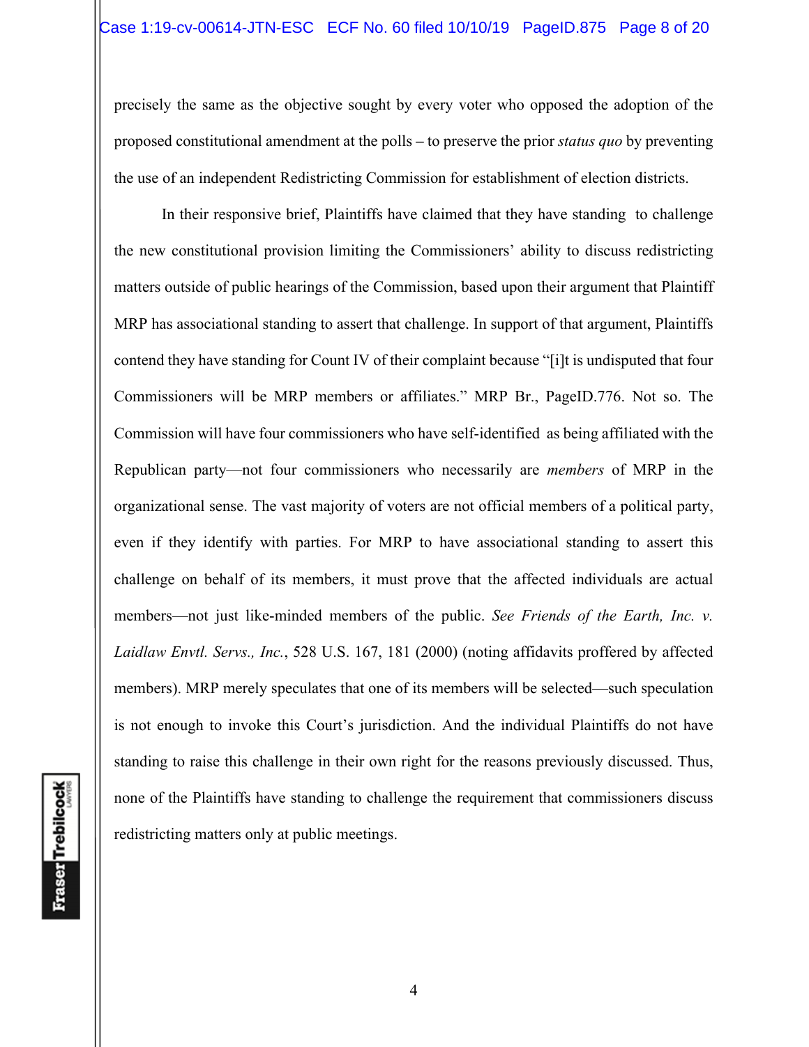precisely the same as the objective sought by every voter who opposed the adoption of the proposed constitutional amendment at the polls – to preserve the prior *status quo* by preventing the use of an independent Redistricting Commission for establishment of election districts.

In their responsive brief, Plaintiffs have claimed that they have standing to challenge the new constitutional provision limiting the Commissioners' ability to discuss redistricting matters outside of public hearings of the Commission, based upon their argument that Plaintiff MRP has associational standing to assert that challenge. In support of that argument, Plaintiffs contend they have standing for Count IV of their complaint because "[i]t is undisputed that four Commissioners will be MRP members or affiliates." MRP Br., PageID.776. Not so. The Commission will have four commissioners who have self-identified as being affiliated with the Republican party—not four commissioners who necessarily are *members* of MRP in the organizational sense. The vast majority of voters are not official members of a political party, even if they identify with parties. For MRP to have associational standing to assert this challenge on behalf of its members, it must prove that the affected individuals are actual members—not just like-minded members of the public. *See Friends of the Earth, Inc. v. Laidlaw Envtl. Servs., Inc.*, 528 U.S. 167, 181 (2000) (noting affidavits proffered by affected members). MRP merely speculates that one of its members will be selected—such speculation is not enough to invoke this Court's jurisdiction. And the individual Plaintiffs do not have standing to raise this challenge in their own right for the reasons previously discussed. Thus, none of the Plaintiffs have standing to challenge the requirement that commissioners discuss redistricting matters only at public meetings.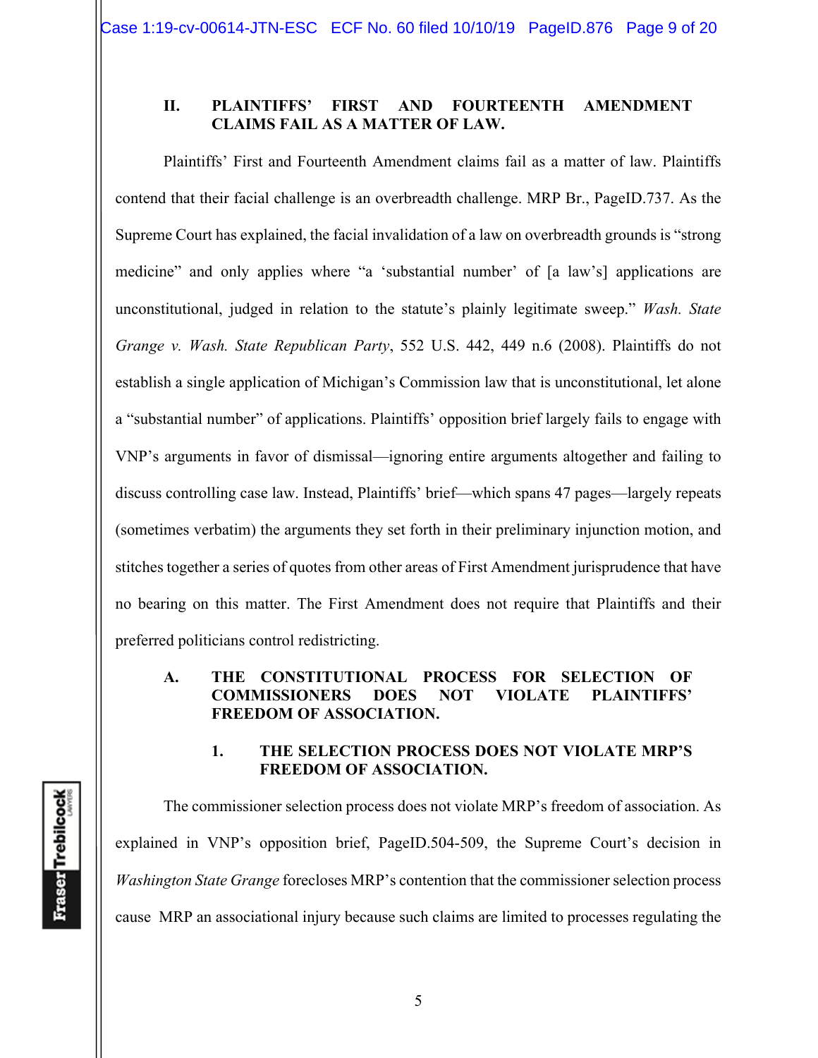## II. PLAINTIFFS' FIRST AND FOURTEENTH AMENDMENT CLAIMS FAIL AS A MATTER OF LAW.

Plaintiffs' First and Fourteenth Amendment claims fail as a matter of law. Plaintiffs contend that their facial challenge is an overbreadth challenge. MRP Br., PageID.737. As the Supreme Court has explained, the facial invalidation of a law on overbreadth grounds is "strong medicine" and only applies where "a 'substantial number' of [a law's] applications are unconstitutional, judged in relation to the statute's plainly legitimate sweep." *Wash. State Grange v. Wash. State Republican Party*, 552 U.S. 442, 449 n.6 (2008). Plaintiffs do not establish a single application of Michigan's Commission law that is unconstitutional, let alone a "substantial number" of applications. Plaintiffs' opposition brief largely fails to engage with VNP's arguments in favor of dismissal—ignoring entire arguments altogether and failing to discuss controlling case law. Instead, Plaintiffs' brief—which spans 47 pages—largely repeats (sometimes verbatim) the arguments they set forth in their preliminary injunction motion, and stitches together a series of quotes from other areas of First Amendment jurisprudence that have no bearing on this matter. The First Amendment does not require that Plaintiffs and their preferred politicians control redistricting.

### A. THE CONSTITUTIONAL PROCESS FOR SELECTION OF COMMISSIONERS DOES NOT VIOLATE PLAINTIFFS' FREEDOM OF ASSOCIATION.

#### 1. THE SELECTION PROCESS DOES NOT VIOLATE MRP'S FREEDOM OF ASSOCIATION.

The commissioner selection process does not violate MRP's freedom of association. As explained in VNP's opposition brief, PageID.504-509, the Supreme Court's decision in *Washington State Grange* forecloses MRP's contention that the commissioner selection process cause MRP an associational injury because such claims are limited to processes regulating the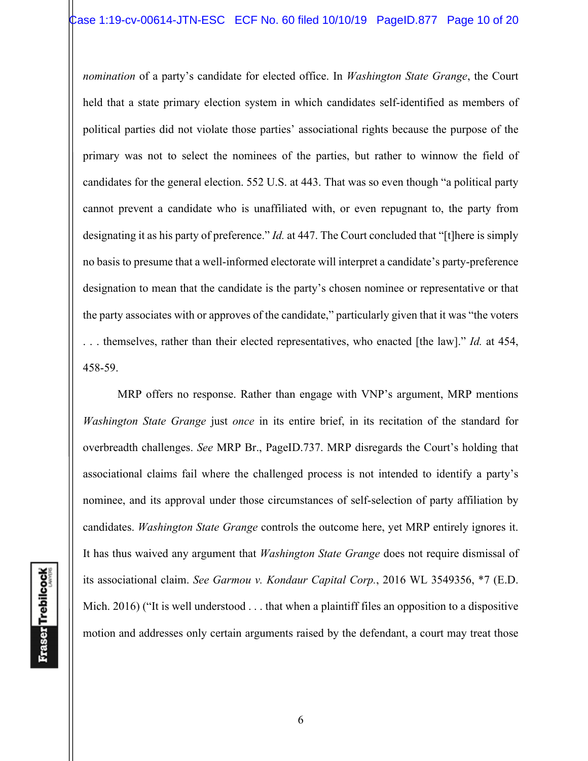*nomination* of a party's candidate for elected office. In *Washington State Grange*, the Court held that a state primary election system in which candidates self-identified as members of political parties did not violate those parties' associational rights because the purpose of the primary was not to select the nominees of the parties, but rather to winnow the field of candidates for the general election. 552 U.S. at 443. That was so even though "a political party cannot prevent a candidate who is unaffiliated with, or even repugnant to, the party from designating it as his party of preference." *Id.* at 447. The Court concluded that "[t]here is simply no basis to presume that a well-informed electorate will interpret a candidate's party-preference designation to mean that the candidate is the party's chosen nominee or representative or that the party associates with or approves of the candidate," particularly given that it was "the voters . . . themselves, rather than their elected representatives, who enacted [the law]." *Id.* at 454, 458-59.

MRP offers no response. Rather than engage with VNP's argument, MRP mentions *Washington State Grange* just *once* in its entire brief, in its recitation of the standard for overbreadth challenges. *See* MRP Br., PageID.737. MRP disregards the Court's holding that associational claims fail where the challenged process is not intended to identify a party's nominee, and its approval under those circumstances of self-selection of party affiliation by candidates. *Washington State Grange* controls the outcome here, yet MRP entirely ignores it. It has thus waived any argument that *Washington State Grange* does not require dismissal of its associational claim. *See Garmou v. Kondaur Capital Corp.*, 2016 WL 3549356, *7 (E.D. Mich. 2016) ("It is well understood . . . that when a plaintiff files an opposition to a dispositive motion and addresses only certain arguments raised by the defendant, a court may treat those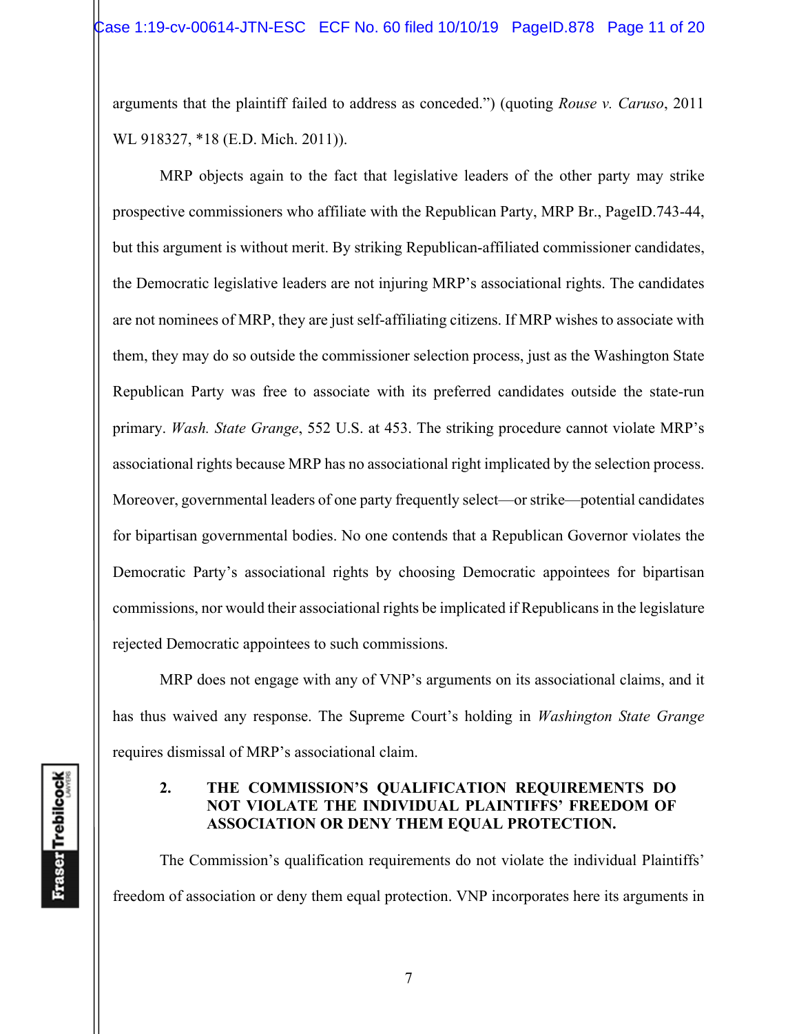arguments that the plaintiff failed to address as conceded.") (quoting *Rouse v. Caruso*, 2011 WL 918327, *18 (E.D. Mich. 2011)).

MRP objects again to the fact that legislative leaders of the other party may strike prospective commissioners who affiliate with the Republican Party, MRP Br., PageID.743-44, but this argument is without merit. By striking Republican-affiliated commissioner candidates, the Democratic legislative leaders are not injuring MRP's associational rights. The candidates are not nominees of MRP, they are just self-affiliating citizens. If MRP wishes to associate with them, they may do so outside the commissioner selection process, just as the Washington State Republican Party was free to associate with its preferred candidates outside the state-run primary. *Wash. State Grange*, 552 U.S. at 453. The striking procedure cannot violate MRP's associational rights because MRP has no associational right implicated by the selection process. Moreover, governmental leaders of one party frequently select—or strike—potential candidates for bipartisan governmental bodies. No one contends that a Republican Governor violates the Democratic Party's associational rights by choosing Democratic appointees for bipartisan commissions, nor would their associational rights be implicated if Republicans in the legislature rejected Democratic appointees to such commissions.

MRP does not engage with any of VNP's arguments on its associational claims, and it has thus waived any response. The Supreme Court's holding in *Washington State Grange* requires dismissal of MRP's associational claim.

### 2. THE COMMISSION'S QUALIFICATION REQUIREMENTS DO NOT VIOLATE THE INDIVIDUAL PLAINTIFFS' FREEDOM OF ASSOCIATION OR DENY THEM EQUAL PROTECTION.

The Commission's qualification requirements do not violate the individual Plaintiffs' freedom of association or deny them equal protection. VNP incorporates here its arguments in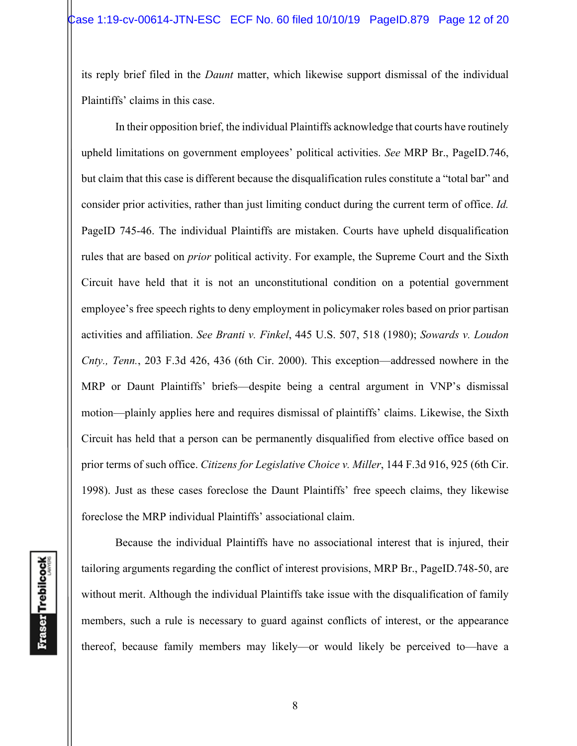its reply brief filed in the *Daunt* matter, which likewise support dismissal of the individual Plaintiffs' claims in this case.

In their opposition brief, the individual Plaintiffs acknowledge that courts have routinely upheld limitations on government employees' political activities. *See* MRP Br., PageID.746, but claim that this case is different because the disqualification rules constitute a "total bar" and consider prior activities, rather than just limiting conduct during the current term of office. *Id.* PageID 745-46. The individual Plaintiffs are mistaken. Courts have upheld disqualification rules that are based on *prior* political activity. For example, the Supreme Court and the Sixth Circuit have held that it is not an unconstitutional condition on a potential government employee's free speech rights to deny employment in policymaker roles based on prior partisan activities and affiliation. *See Branti v. Finkel*, 445 U.S. 507, 518 (1980); *Sowards v. Loudon Cnty., Tenn.*, 203 F.3d 426, 436 (6th Cir. 2000). This exception—addressed nowhere in the MRP or Daunt Plaintiffs' briefs—despite being a central argument in VNP's dismissal motion—plainly applies here and requires dismissal of plaintiffs' claims. Likewise, the Sixth Circuit has held that a person can be permanently disqualified from elective office based on prior terms of such office. *Citizens for Legislative Choice v. Miller*, 144 F.3d 916, 925 (6th Cir. 1998). Just as these cases foreclose the Daunt Plaintiffs' free speech claims, they likewise foreclose the MRP individual Plaintiffs' associational claim.

Because the individual Plaintiffs have no associational interest that is injured, their tailoring arguments regarding the conflict of interest provisions, MRP Br., PageID.748-50, are without merit. Although the individual Plaintiffs take issue with the disqualification of family members, such a rule is necessary to guard against conflicts of interest, or the appearance thereof, because family members may likely—or would likely be perceived to—have a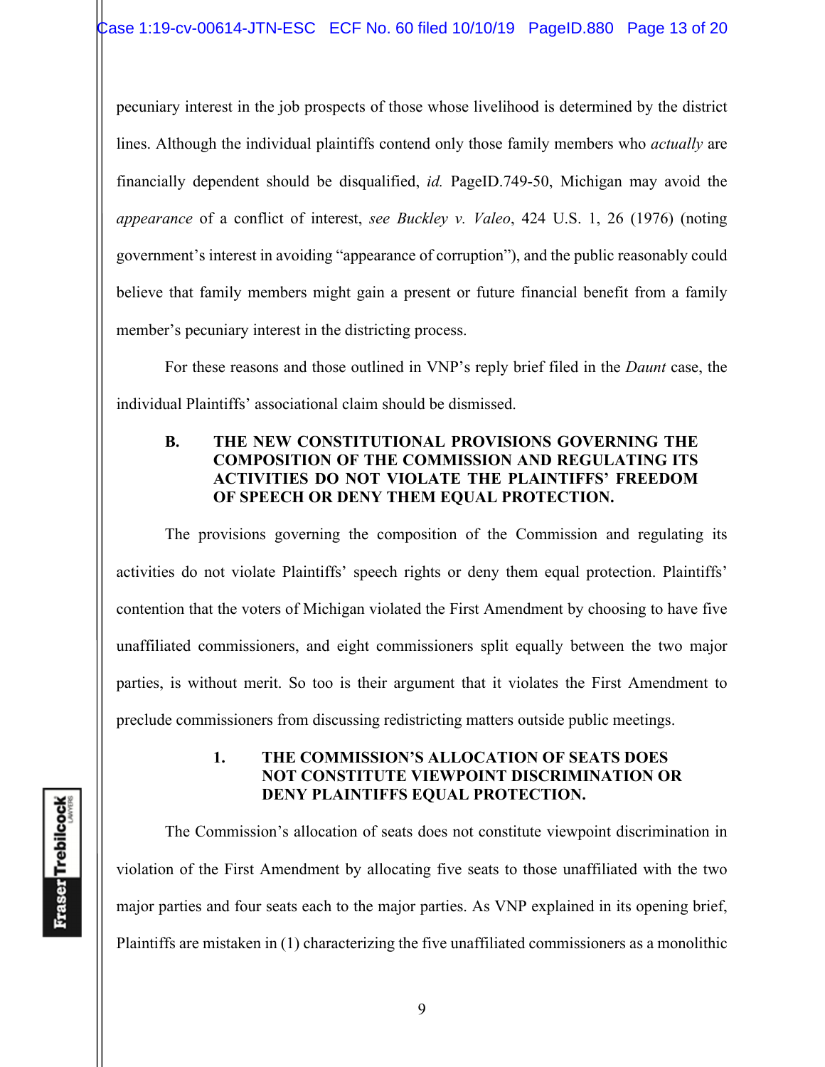pecuniary interest in the job prospects of those whose livelihood is determined by the district lines. Although the individual plaintiffs contend only those family members who *actually* are financially dependent should be disqualified, *id.* PageID.749-50, Michigan may avoid the *appearance* of a conflict of interest, *see Buckley v. Valeo*, 424 U.S. 1, 26 (1976) (noting government's interest in avoiding "appearance of corruption"), and the public reasonably could believe that family members might gain a present or future financial benefit from a family member's pecuniary interest in the districting process.

For these reasons and those outlined in VNP's reply brief filed in the *Daunt* case, the individual Plaintiffs' associational claim should be dismissed.

### B. THE NEW CONSTITUTIONAL PROVISIONS GOVERNING THE COMPOSITION OF THE COMMISSION AND REGULATING ITS ACTIVITIES DO NOT VIOLATE THE PLAINTIFFS' FREEDOM OF SPEECH OR DENY THEM EQUAL PROTECTION.

The provisions governing the composition of the Commission and regulating its activities do not violate Plaintiffs' speech rights or deny them equal protection. Plaintiffs' contention that the voters of Michigan violated the First Amendment by choosing to have five unaffiliated commissioners, and eight commissioners split equally between the two major parties, is without merit. So too is their argument that it violates the First Amendment to preclude commissioners from discussing redistricting matters outside public meetings.

#### 1. THE COMMISSION'S ALLOCATION OF SEATS DOES NOT CONSTITUTE VIEWPOINT DISCRIMINATION OR DENY PLAINTIFFS EQUAL PROTECTION.

The Commission's allocation of seats does not constitute viewpoint discrimination in violation of the First Amendment by allocating five seats to those unaffiliated with the two major parties and four seats each to the major parties. As VNP explained in its opening brief, Plaintiffs are mistaken in (1) characterizing the five unaffiliated commissioners as a monolithic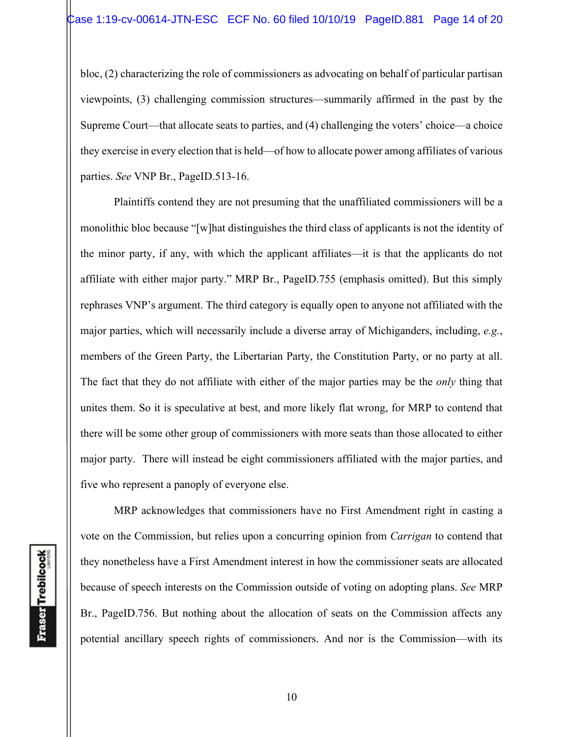bloc, (2) characterizing the role of commissioners as advocating on behalf of particular partisan viewpoints, (3) challenging commission structures—summarily affirmed in the past by the Supreme Court—that allocate seats to parties, and (4) challenging the voters' choice—a choice they exercise in every election that is held—of how to allocate power among affiliates of various parties. *See* VNP Br., PageID.513-16.

Plaintiffs contend they are not presuming that the unaffiliated commissioners will be a monolithic bloc because "[w]hat distinguishes the third class of applicants is not the identity of the minor party, if any, with which the applicant affiliates—it is that the applicants do not affiliate with either major party." MRP Br., PageID.755 (emphasis omitted). But this simply rephrases VNP's argument. The third category is equally open to anyone not affiliated with the major parties, which will necessarily include a diverse array of Michiganders, including, *e.g.*, members of the Green Party, the Libertarian Party, the Constitution Party, or no party at all. The fact that they do not affiliate with either of the major parties may be the *only* thing that unites them. So it is speculative at best, and more likely flat wrong, for MRP to contend that there will be some other group of commissioners with more seats than those allocated to either major party. There will instead be eight commissioners affiliated with the major parties, and five who represent a panoply of everyone else.

MRP acknowledges that commissioners have no First Amendment right in casting a vote on the Commission, but relies upon a concurring opinion from *Carrigan* to contend that they nonetheless have a First Amendment interest in how the commissioner seats are allocated because of speech interests on the Commission outside of voting on adopting plans. *See* MRP Br., PageID.756. But nothing about the allocation of seats on the Commission affects any potential ancillary speech rights of commissioners. And nor is the Commission—with its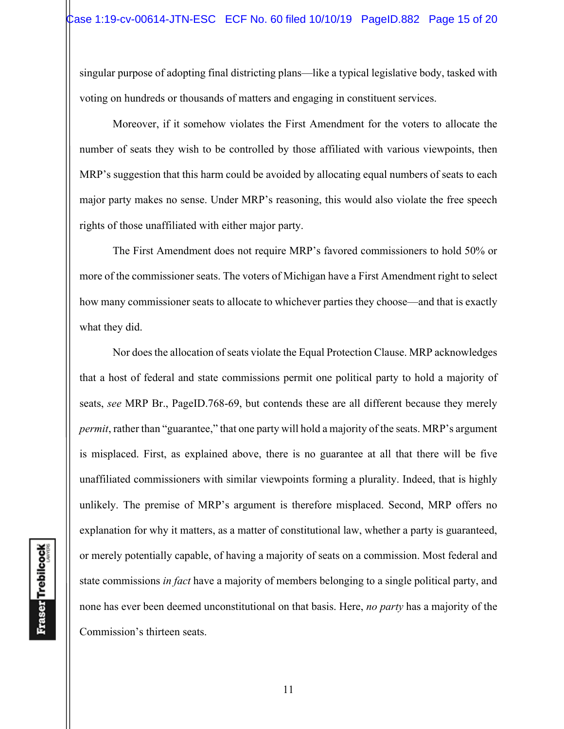singular purpose of adopting final districting plans—like a typical legislative body, tasked with voting on hundreds or thousands of matters and engaging in constituent services.

Moreover, if it somehow violates the First Amendment for the voters to allocate the number of seats they wish to be controlled by those affiliated with various viewpoints, then MRP's suggestion that this harm could be avoided by allocating equal numbers of seats to each major party makes no sense. Under MRP's reasoning, this would also violate the free speech rights of those unaffiliated with either major party.

The First Amendment does not require MRP's favored commissioners to hold 50% or more of the commissioner seats. The voters of Michigan have a First Amendment right to select how many commissioner seats to allocate to whichever parties they choose—and that is exactly what they did.

Nor does the allocation of seats violate the Equal Protection Clause. MRP acknowledges that a host of federal and state commissions permit one political party to hold a majority of seats, *see* MRP Br., PageID.768-69, but contends these are all different because they merely *permit*, rather than "guarantee," that one party will hold a majority of the seats. MRP's argument is misplaced. First, as explained above, there is no guarantee at all that there will be five unaffiliated commissioners with similar viewpoints forming a plurality. Indeed, that is highly unlikely. The premise of MRP's argument is therefore misplaced. Second, MRP offers no explanation for why it matters, as a matter of constitutional law, whether a party is guaranteed, or merely potentially capable, of having a majority of seats on a commission. Most federal and state commissions *in fact* have a majority of members belonging to a single political party, and none has ever been deemed unconstitutional on that basis. Here, *no party* has a majority of the Commission's thirteen seats.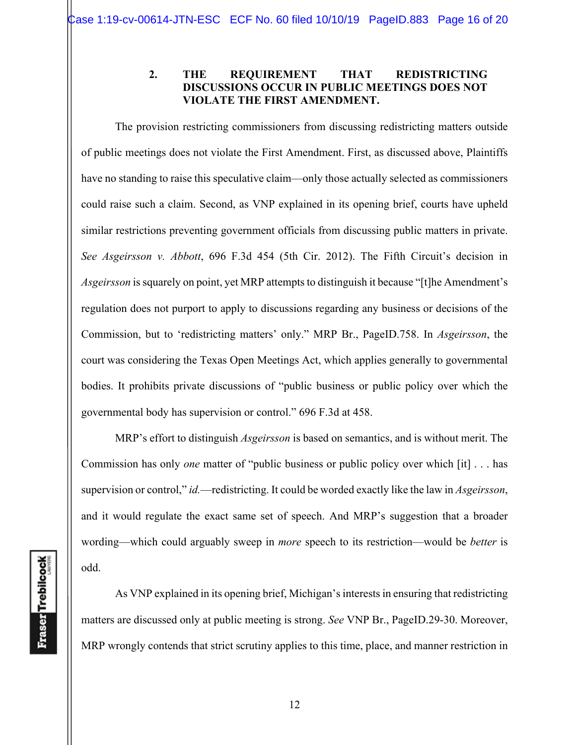### 2. THE REQUIREMENT THAT REDISTRICTING DISCUSSIONS OCCUR IN PUBLIC MEETINGS DOES NOT VIOLATE THE FIRST AMENDMENT.

The provision restricting commissioners from discussing redistricting matters outside of public meetings does not violate the First Amendment. First, as discussed above, Plaintiffs have no standing to raise this speculative claim—only those actually selected as commissioners could raise such a claim. Second, as VNP explained in its opening brief, courts have upheld similar restrictions preventing government officials from discussing public matters in private. *See Asgeirsson v. Abbott*, 696 F.3d 454 (5th Cir. 2012). The Fifth Circuit's decision in *Asgeirsson* is squarely on point, yet MRP attempts to distinguish it because "[t]he Amendment's regulation does not purport to apply to discussions regarding any business or decisions of the Commission, but to 'redistricting matters' only." MRP Br., PageID.758. In *Asgeirsson*, the court was considering the Texas Open Meetings Act, which applies generally to governmental bodies. It prohibits private discussions of "public business or public policy over which the governmental body has supervision or control." 696 F.3d at 458.

MRP's effort to distinguish *Asgeirsson* is based on semantics, and is without merit. The Commission has only *one* matter of "public business or public policy over which [it] . . . has supervision or control," *id.*—redistricting. It could be worded exactly like the law in *Asgeirsson*, and it would regulate the exact same set of speech. And MRP's suggestion that a broader wording—which could arguably sweep in *more* speech to its restriction—would be *better* is odd.

As VNP explained in its opening brief, Michigan's interests in ensuring that redistricting matters are discussed only at public meeting is strong. *See* VNP Br., PageID.29-30. Moreover, MRP wrongly contends that strict scrutiny applies to this time, place, and manner restriction in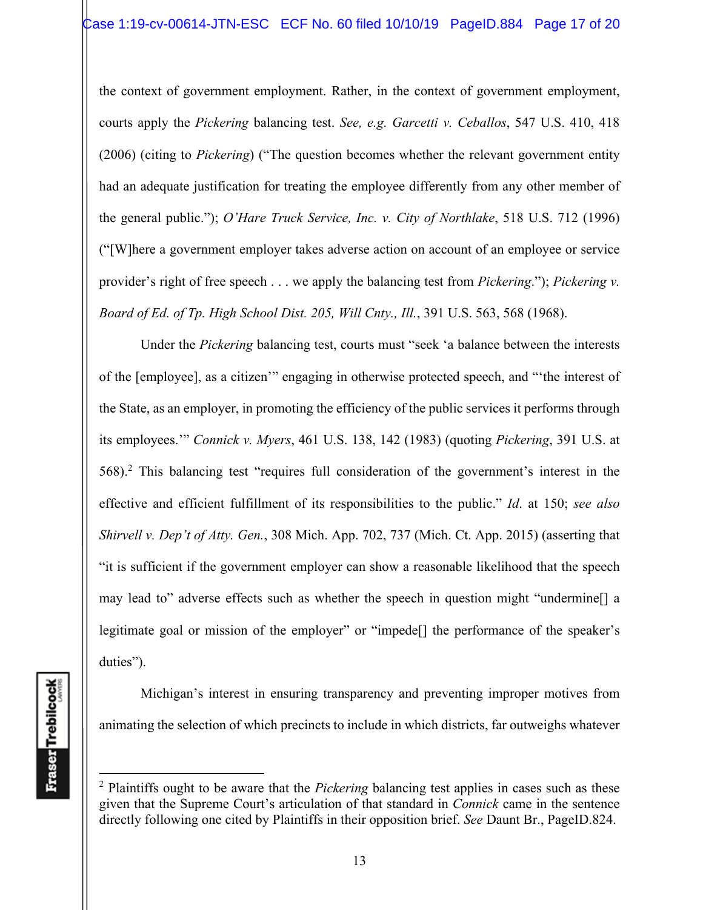the context of government employment. Rather, in the context of government employment, courts apply the *Pickering* balancing test. *See, e.g. Garcetti v. Ceballos*, 547 U.S. 410, 418 (2006) (citing to *Pickering*) ("The question becomes whether the relevant government entity had an adequate justification for treating the employee differently from any other member of the general public."); *O'Hare Truck Service, Inc. v. City of Northlake*, 518 U.S. 712 (1996) ("[W]here a government employer takes adverse action on account of an employee or service provider's right of free speech . . . we apply the balancing test from *Pickering*."); *Pickering v. Board of Ed. of Tp. High School Dist. 205, Will Cnty., Ill.*, 391 U.S. 563, 568 (1968).

Under the *Pickering* balancing test, courts must "seek 'a balance between the interests of the [employee], as a citizen'" engaging in otherwise protected speech, and "'the interest of the State, as an employer, in promoting the efficiency of the public services it performs through its employees.'" *Connick v. Myers*, 461 U.S. 138, 142 (1983) (quoting *Pickering*, 391 U.S. at 568).[2] This balancing test "requires full consideration of the government's interest in the effective and efficient fulfillment of its responsibilities to the public." *Id*. at 150; *see also Shirvell v. Dep't of Atty. Gen.*, 308 Mich. App. 702, 737 (Mich. Ct. App. 2015) (asserting that "it is sufficient if the government employer can show a reasonable likelihood that the speech may lead to" adverse effects such as whether the speech in question might "undermine[] a legitimate goal or mission of the employer" or "impede[] the performance of the speaker's duties").

Michigan's interest in ensuring transparency and preventing improper motives from animating the selection of which precincts to include in which districts, far outweighs whatever

---

[2] Plaintiffs ought to be aware that the *Pickering* balancing test applies in cases such as these given that the Supreme Court's articulation of that standard in *Connick* came in the sentence directly following one cited by Plaintiffs in their opposition brief. *See* Daunt Br., PageID.824.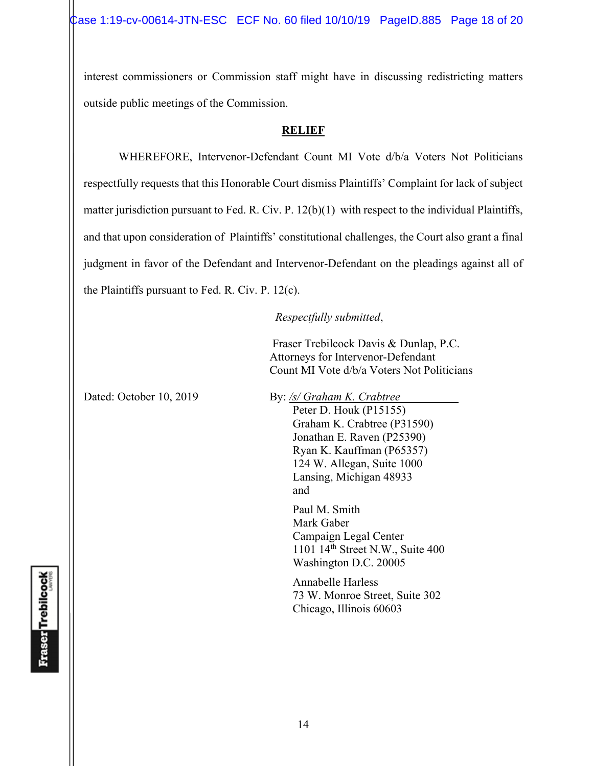interest commissioners or Commission staff might have in discussing redistricting matters outside public meetings of the Commission.

**RELIEF**

WHEREFORE, Intervenor-Defendant Count MI Vote d/b/a Voters Not Politicians respectfully requests that this Honorable Court dismiss Plaintiffs' Complaint for lack of subject matter jurisdiction pursuant to Fed. R. Civ. P. 12(b)(1) with respect to the individual Plaintiffs, and that upon consideration of Plaintiffs' constitutional challenges, the Court also grant a final judgment in favor of the Defendant and Intervenor-Defendant on the pleadings against all of the Plaintiffs pursuant to Fed. R. Civ. P. 12(c).

*Respectfully submitted*,

Fraser Trebilcock Davis & Dunlap, P.C.
Attorneys for Intervenor-Defendant
Count MI Vote d/b/a Voters Not Politicians

Dated: October 10, 2019

By: */s/ Graham K. Crabtree*
Peter D. Houk (P15155)
Graham K. Crabtree (P31590)
Jonathan E. Raven (P25390)
Ryan K. Kauffman (P65357)
124 W. Allegan, Suite 1000
Lansing, Michigan 48933
and

Paul M. Smith
Mark Gaber
Campaign Legal Center
1101 14th Street N.W., Suite 400
Washington D.C. 20005

Annabelle Harless
73 W. Monroe Street, Suite 302
Chicago, Illinois 60603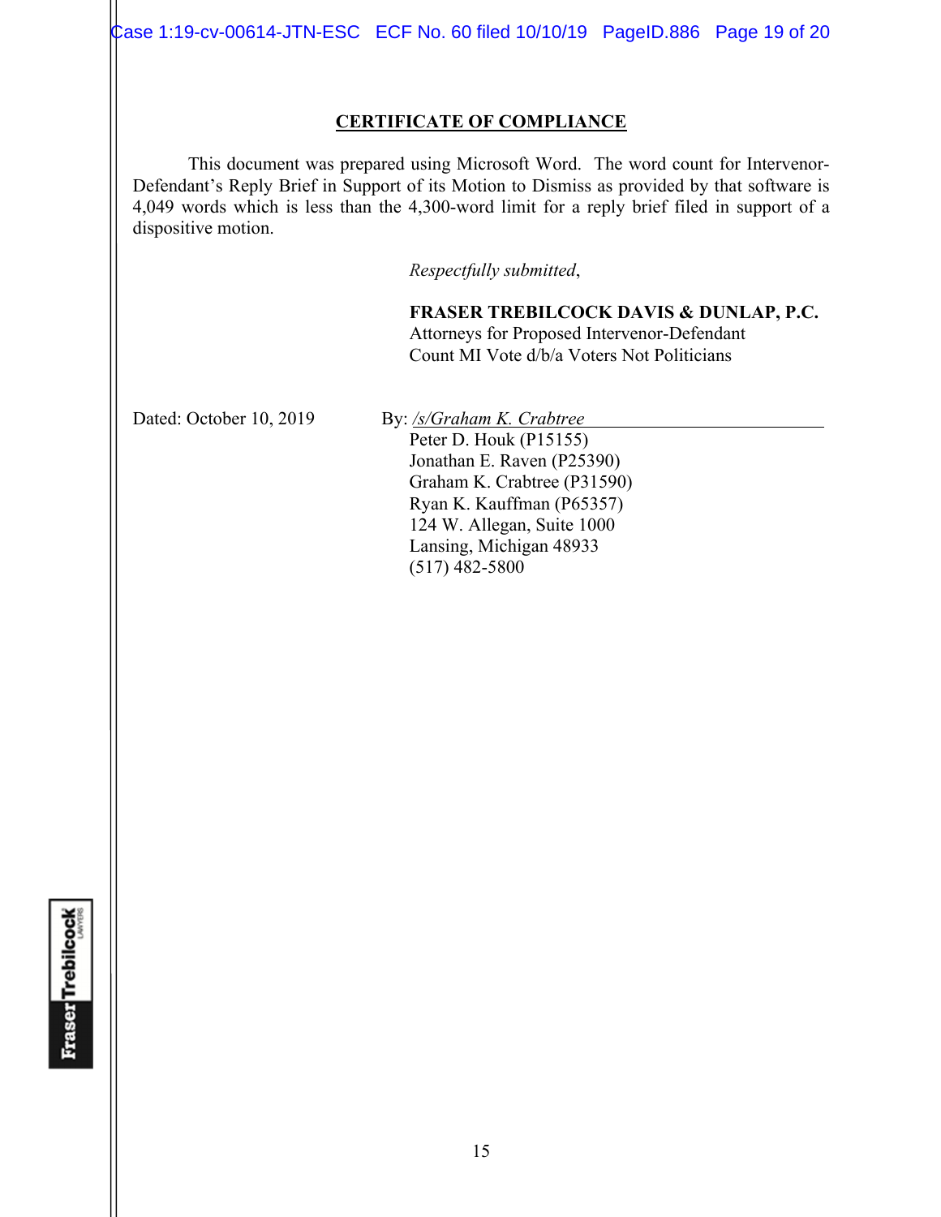## CERTIFICATE OF COMPLIANCE

This document was prepared using Microsoft Word. The word count for Intervenor-Defendant's Reply Brief in Support of its Motion to Dismiss as provided by that software is 4,049 words which is less than the 4,300-word limit for a reply brief filed in support of a dispositive motion.

*Respectfully submitted*,

**FRASER TREBILCOCK DAVIS & DUNLAP, P.C.**
Attorneys for Proposed Intervenor-Defendant
Count MI Vote d/b/a Voters Not Politicians

Dated: October 10, 2019

By: */s/Graham K. Crabtree*
Peter D. Houk (P15155)
Jonathan E. Raven (P25390)
Graham K. Crabtree (P31590)
Ryan K. Kauffman (P65357)
124 W. Allegan, Suite 1000
Lansing, Michigan 48933
(517) 482-5800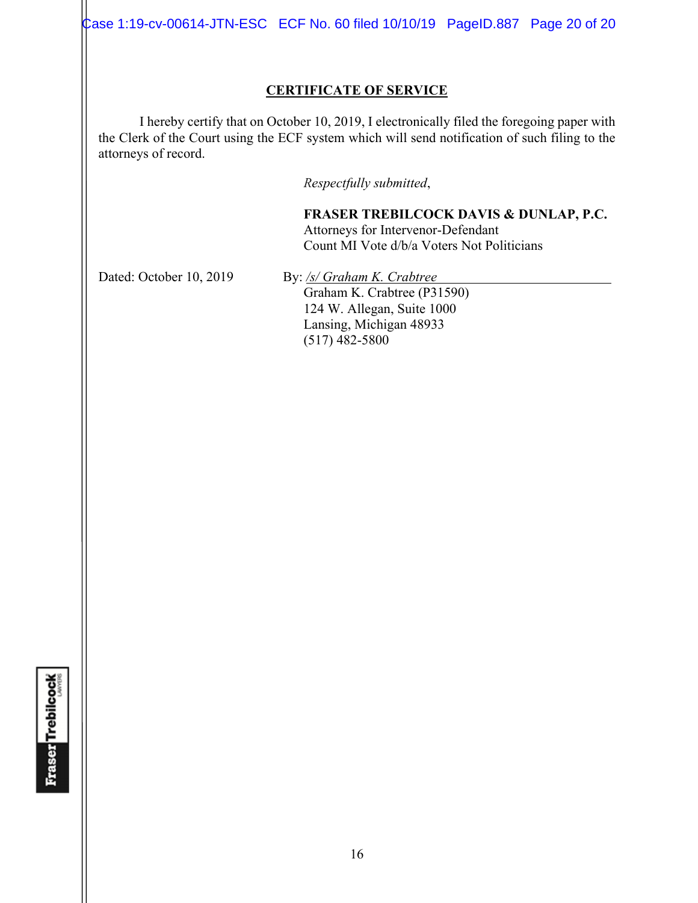## CERTIFICATE OF SERVICE

I hereby certify that on October 10, 2019, I electronically filed the foregoing paper with the Clerk of the Court using the ECF system which will send notification of such filing to the attorneys of record.

*Respectfully submitted*,

**FRASER TREBILCOCK DAVIS & DUNLAP, P.C.**
Attorneys for Intervenor-Defendant
Count MI Vote d/b/a Voters Not Politicians

Dated: October 10, 2019

By: */s/ Graham K. Crabtree*
Graham K. Crabtree (P31590)
124 W. Allegan, Suite 1000
Lansing, Michigan 48933
(517) 482-5800